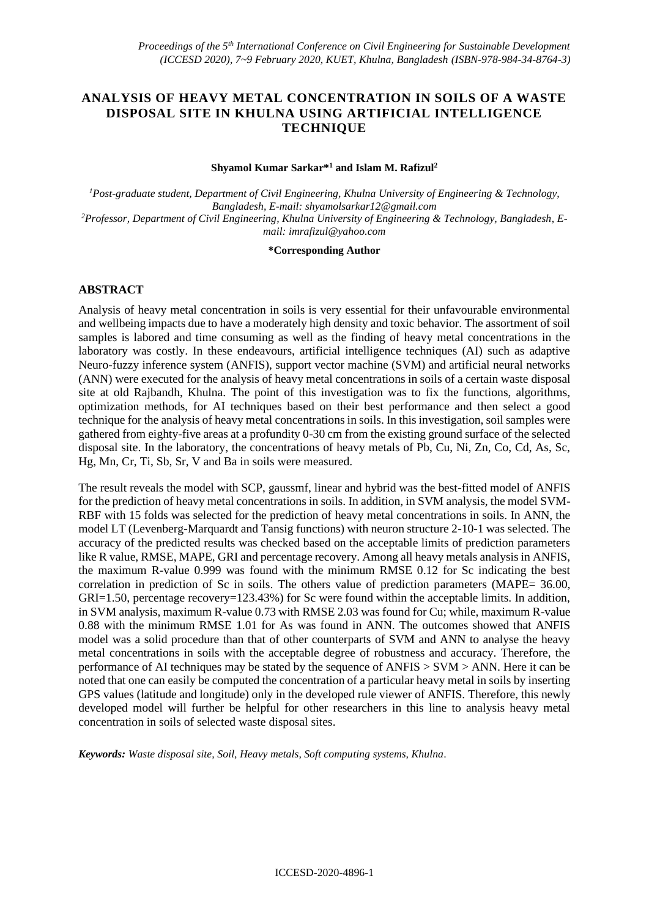# ANALYSIS OF HEAVY METAL CONCENTRATION IN SOILS OF A WASTE DISPOSAL SITE IN KHULNA USING ARTIFICIAL INTELLIGENCE TECHNIQUE

**Shyamol Kumar Sarkar*[1] and Islam M. Rafizul[2]**

[1]*Post-graduate student, Department of Civil Engineering, Khulna University of Engineering & Technology, Bangladesh, E-mail: shyamolsarkar12@gmail.com*

[2]*Professor, Department of Civil Engineering, Khulna University of Engineering & Technology, Bangladesh, E-mail: imrafizul@yahoo.com*

**\*Corresponding Author**

## ABSTRACT

Analysis of heavy metal concentration in soils is very essential for their unfavourable environmental and wellbeing impacts due to have a moderately high density and toxic behavior. The assortment of soil samples is labored and time consuming as well as the finding of heavy metal concentrations in the laboratory was costly. In these endeavours, artificial intelligence techniques (AI) such as adaptive Neuro-fuzzy inference system (ANFIS), support vector machine (SVM) and artificial neural networks (ANN) were executed for the analysis of heavy metal concentrations in soils of a certain waste disposal site at old Rajbandh, Khulna. The point of this investigation was to fix the functions, algorithms, optimization methods, for AI techniques based on their best performance and then select a good technique for the analysis of heavy metal concentrations in soils. In this investigation, soil samples were gathered from eighty-five areas at a profundity 0-30 cm from the existing ground surface of the selected disposal site. In the laboratory, the concentrations of heavy metals of Pb, Cu, Ni, Zn, Co, Cd, As, Sc, Hg, Mn, Cr, Ti, Sb, Sr, V and Ba in soils were measured.

The result reveals the model with SCP, gaussmf, linear and hybrid was the best-fitted model of ANFIS for the prediction of heavy metal concentrations in soils. In addition, in SVM analysis, the model SVM-RBF with 15 folds was selected for the prediction of heavy metal concentrations in soils. In ANN, the model LT (Levenberg-Marquardt and Tansig functions) with neuron structure 2-10-1 was selected. The accuracy of the predicted results was checked based on the acceptable limits of prediction parameters like R value, RMSE, MAPE, GRI and percentage recovery. Among all heavy metals analysis in ANFIS, the maximum R-value 0.999 was found with the minimum RMSE 0.12 for Sc indicating the best correlation in prediction of Sc in soils. The others value of prediction parameters (MAPE= 36.00, GRI=1.50, percentage recovery=123.43%) for Sc were found within the acceptable limits. In addition, in SVM analysis, maximum R-value 0.73 with RMSE 2.03 was found for Cu; while, maximum R-value 0.88 with the minimum RMSE 1.01 for As was found in ANN. The outcomes showed that ANFIS model was a solid procedure than that of other counterparts of SVM and ANN to analyse the heavy metal concentrations in soils with the acceptable degree of robustness and accuracy. Therefore, the performance of AI techniques may be stated by the sequence of ANFIS > SVM > ANN. Here it can be noted that one can easily be computed the concentration of a particular heavy metal in soils by inserting GPS values (latitude and longitude) only in the developed rule viewer of ANFIS. Therefore, this newly developed model will further be helpful for other researchers in this line to analysis heavy metal concentration in soils of selected waste disposal sites.

***Keywords:*** *Waste disposal site, Soil, Heavy metals, Soft computing systems, Khulna.*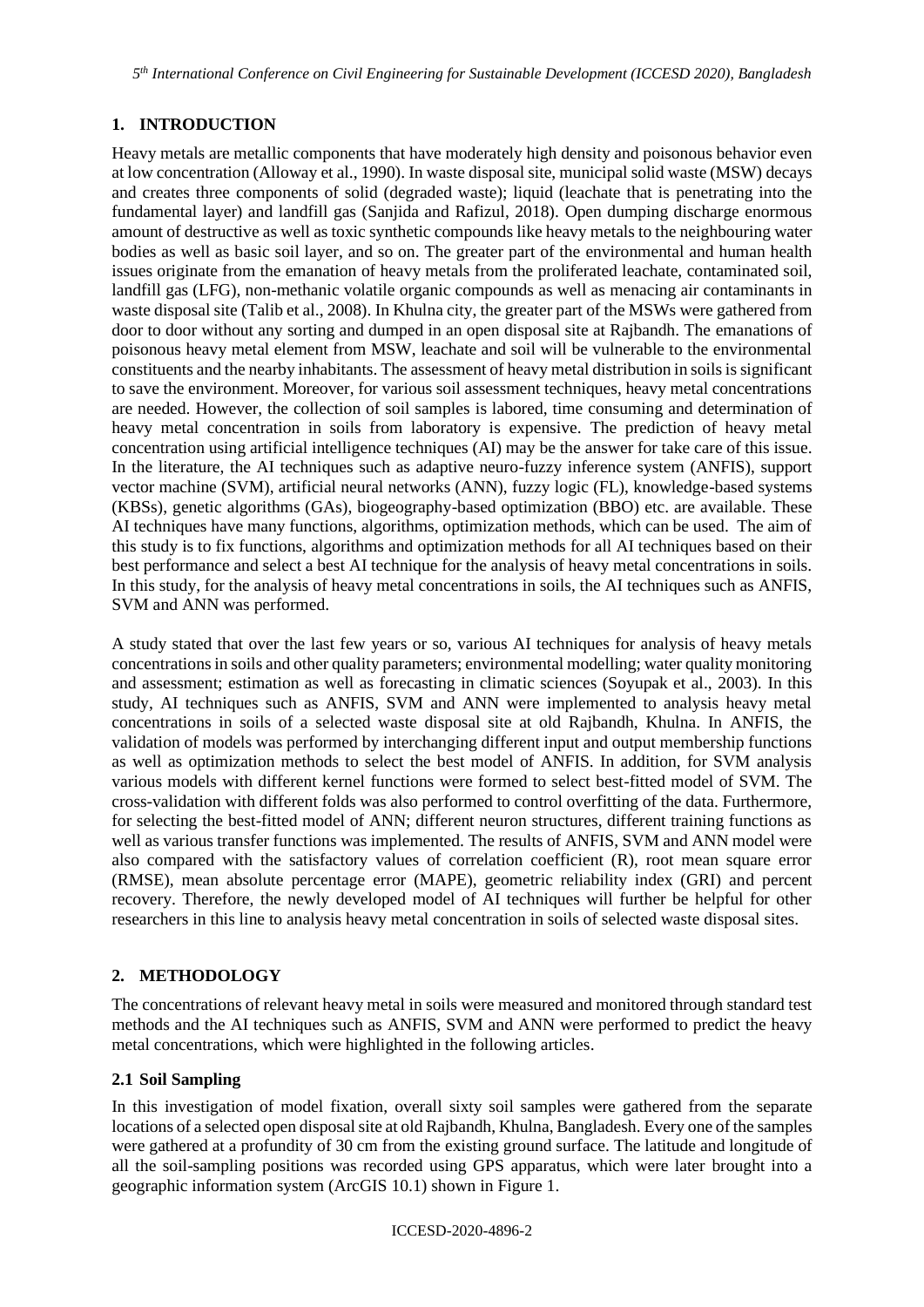## 1. INTRODUCTION

Heavy metals are metallic components that have moderately high density and poisonous behavior even at low concentration (Alloway et al., 1990). In waste disposal site, municipal solid waste (MSW) decays and creates three components of solid (degraded waste); liquid (leachate that is penetrating into the fundamental layer) and landfill gas (Sanjida and Rafizul, 2018). Open dumping discharge enormous amount of destructive as well as toxic synthetic compounds like heavy metals to the neighbouring water bodies as well as basic soil layer, and so on. The greater part of the environmental and human health issues originate from the emanation of heavy metals from the proliferated leachate, contaminated soil, landfill gas (LFG), non-methanic volatile organic compounds as well as menacing air contaminants in waste disposal site (Talib et al., 2008). In Khulna city, the greater part of the MSWs were gathered from door to door without any sorting and dumped in an open disposal site at Rajbandh. The emanations of poisonous heavy metal element from MSW, leachate and soil will be vulnerable to the environmental constituents and the nearby inhabitants. The assessment of heavy metal distribution in soils is significant to save the environment. Moreover, for various soil assessment techniques, heavy metal concentrations are needed. However, the collection of soil samples is labored, time consuming and determination of heavy metal concentration in soils from laboratory is expensive. The prediction of heavy metal concentration using artificial intelligence techniques (AI) may be the answer for take care of this issue. In the literature, the AI techniques such as adaptive neuro-fuzzy inference system (ANFIS), support vector machine (SVM), artificial neural networks (ANN), fuzzy logic (FL), knowledge-based systems (KBSs), genetic algorithms (GAs), biogeography-based optimization (BBO) etc. are available. These AI techniques have many functions, algorithms, optimization methods, which can be used. The aim of this study is to fix functions, algorithms and optimization methods for all AI techniques based on their best performance and select a best AI technique for the analysis of heavy metal concentrations in soils. In this study, for the analysis of heavy metal concentrations in soils, the AI techniques such as ANFIS, SVM and ANN was performed.

A study stated that over the last few years or so, various AI techniques for analysis of heavy metals concentrations in soils and other quality parameters; environmental modelling; water quality monitoring and assessment; estimation as well as forecasting in climatic sciences (Soyupak et al., 2003). In this study, AI techniques such as ANFIS, SVM and ANN were implemented to analysis heavy metal concentrations in soils of a selected waste disposal site at old Rajbandh, Khulna. In ANFIS, the validation of models was performed by interchanging different input and output membership functions as well as optimization methods to select the best model of ANFIS. In addition, for SVM analysis various models with different kernel functions were formed to select best-fitted model of SVM. The cross-validation with different folds was also performed to control overfitting of the data. Furthermore, for selecting the best-fitted model of ANN; different neuron structures, different training functions as well as various transfer functions was implemented. The results of ANFIS, SVM and ANN model were also compared with the satisfactory values of correlation coefficient (R), root mean square error (RMSE), mean absolute percentage error (MAPE), geometric reliability index (GRI) and percent recovery. Therefore, the newly developed model of AI techniques will further be helpful for other researchers in this line to analysis heavy metal concentration in soils of selected waste disposal sites.

## 2. METHODOLOGY

The concentrations of relevant heavy metal in soils were measured and monitored through standard test methods and the AI techniques such as ANFIS, SVM and ANN were performed to predict the heavy metal concentrations, which were highlighted in the following articles.

### 2.1 Soil Sampling

In this investigation of model fixation, overall sixty soil samples were gathered from the separate locations of a selected open disposal site at old Rajbandh, Khulna, Bangladesh. Every one of the samples were gathered at a profundity of 30 cm from the existing ground surface. The latitude and longitude of all the soil-sampling positions was recorded using GPS apparatus, which were later brought into a geographic information system (ArcGIS 10.1) shown in Figure 1.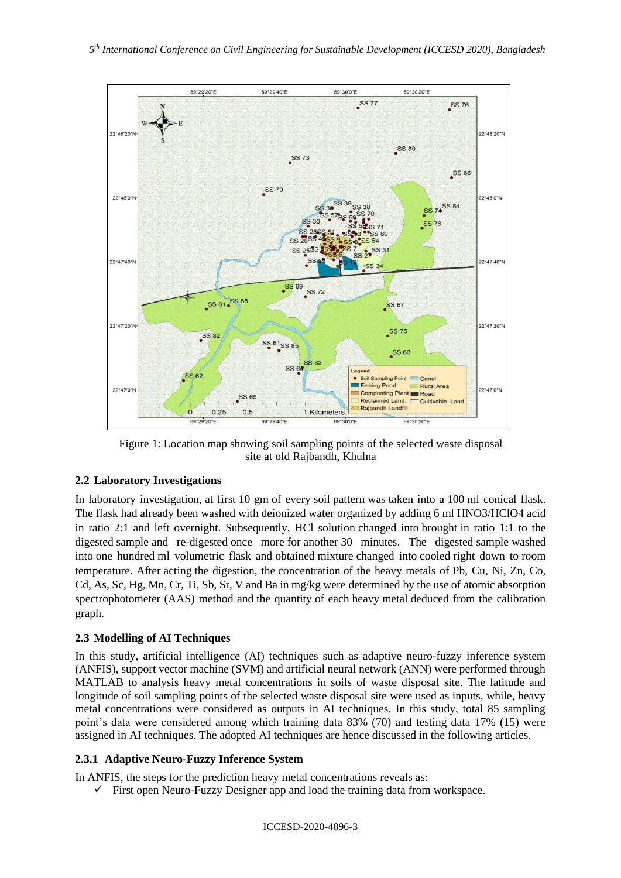Figure 1: Location map showing soil sampling points of the selected waste disposal site at old Rajbandh, Khulna

### 2.2 Laboratory Investigations

In laboratory investigation, at first 10 gm of every soil pattern was taken into a 100 ml conical flask. The flask had already been washed with deionized water organized by adding 6 ml HNO3/HClO4 acid in ratio 2:1 and left overnight. Subsequently, HCl solution changed into brought in ratio 1:1 to the digested sample and re-digested once more for another 30 minutes. The digested sample washed into one hundred ml volumetric flask and obtained mixture changed into cooled right down to room temperature. After acting the digestion, the concentration of the heavy metals of Pb, Cu, Ni, Zn, Co, Cd, As, Sc, Hg, Mn, Cr, Ti, Sb, Sr, V and Ba in mg/kg were determined by the use of atomic absorption spectrophotometer (AAS) method and the quantity of each heavy metal deduced from the calibration graph.

### 2.3 Modelling of AI Techniques

In this study, artificial intelligence (AI) techniques such as adaptive neuro-fuzzy inference system (ANFIS), support vector machine (SVM) and artificial neural network (ANN) were performed through MATLAB to analysis heavy metal concentrations in soils of waste disposal site. The latitude and longitude of soil sampling points of the selected waste disposal site were used as inputs, while, heavy metal concentrations were considered as outputs in AI techniques. In this study, total 85 sampling point's data were considered among which training data 83% (70) and testing data 17% (15) were assigned in AI techniques. The adopted AI techniques are hence discussed in the following articles.

#### 2.3.1 Adaptive Neuro-Fuzzy Inference System

In ANFIS, the steps for the prediction heavy metal concentrations reveals as:

- ✓ First open Neuro-Fuzzy Designer app and load the training data from workspace.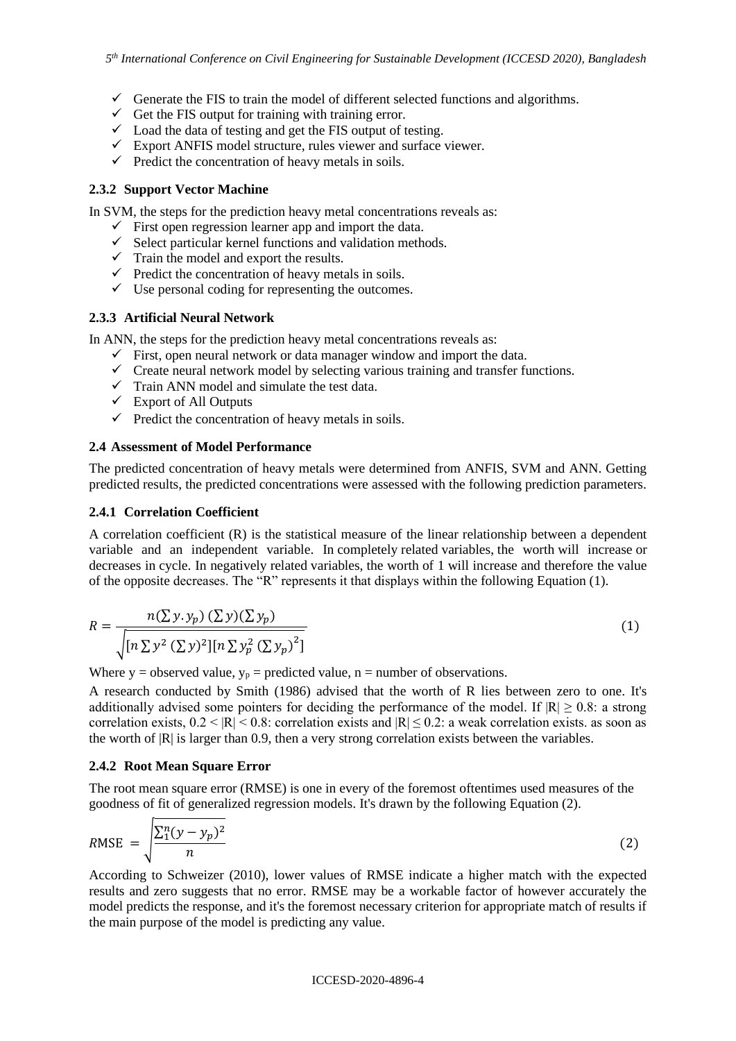- ✓ Generate the FIS to train the model of different selected functions and algorithms.
- ✓ Get the FIS output for training with training error.
- ✓ Load the data of testing and get the FIS output of testing.
- ✓ Export ANFIS model structure, rules viewer and surface viewer.
- ✓ Predict the concentration of heavy metals in soils.

### 2.3.2 Support Vector Machine

In SVM, the steps for the prediction heavy metal concentrations reveals as:

- ✓ First open regression learner app and import the data.
- ✓ Select particular kernel functions and validation methods.
- ✓ Train the model and export the results.
- ✓ Predict the concentration of heavy metals in soils.
- ✓ Use personal coding for representing the outcomes.

### 2.3.3 Artificial Neural Network

In ANN, the steps for the prediction heavy metal concentrations reveals as:

- ✓ First, open neural network or data manager window and import the data.
- ✓ Create neural network model by selecting various training and transfer functions.
- ✓ Train ANN model and simulate the test data.
- ✓ Export of All Outputs
- ✓ Predict the concentration of heavy metals in soils.

## 2.4 Assessment of Model Performance

The predicted concentration of heavy metals were determined from ANFIS, SVM and ANN. Getting predicted results, the predicted concentrations were assessed with the following prediction parameters.

### 2.4.1 Correlation Coefficient

A correlation coefficient (R) is the statistical measure of the linear relationship between a dependent variable and an independent variable. In completely related variables, the worth will increase or decreases in cycle. In negatively related variables, the worth of 1 will increase and therefore the value of the opposite decreases. The "R" represents it that displays within the following Equation (1).

$$R = \frac{n(\sum y.y_p)\,(\sum y)(\sum y_p)}{\sqrt{[n\sum y^2\,(\sum y)^2][n\sum y_p^2\,(\sum y_p)^2]}} \tag{1}$$

Where y = observed value, $y_p$ = predicted value, n = number of observations.

A research conducted by Smith (1986) advised that the worth of R lies between zero to one. It's additionally advised some pointers for deciding the performance of the model. If $|R| \geq 0.8$: a strong correlation exists, $0.2 < |R| < 0.8$: correlation exists and $|R| \leq 0.2$: a weak correlation exists. as soon as the worth of |R| is larger than 0.9, then a very strong correlation exists between the variables.

### 2.4.2 Root Mean Square Error

The root mean square error (RMSE) is one in every of the foremost oftentimes used measures of the goodness of fit of generalized regression models. It's drawn by the following Equation (2).

$$RMSE = \sqrt{\frac{\sum_1^n (y - y_p)^2}{n}} \tag{2}$$

According to Schweizer (2010), lower values of RMSE indicate a higher match with the expected results and zero suggests that no error. RMSE may be a workable factor of however accurately the model predicts the response, and it's the foremost necessary criterion for appropriate match of results if the main purpose of the model is predicting any value.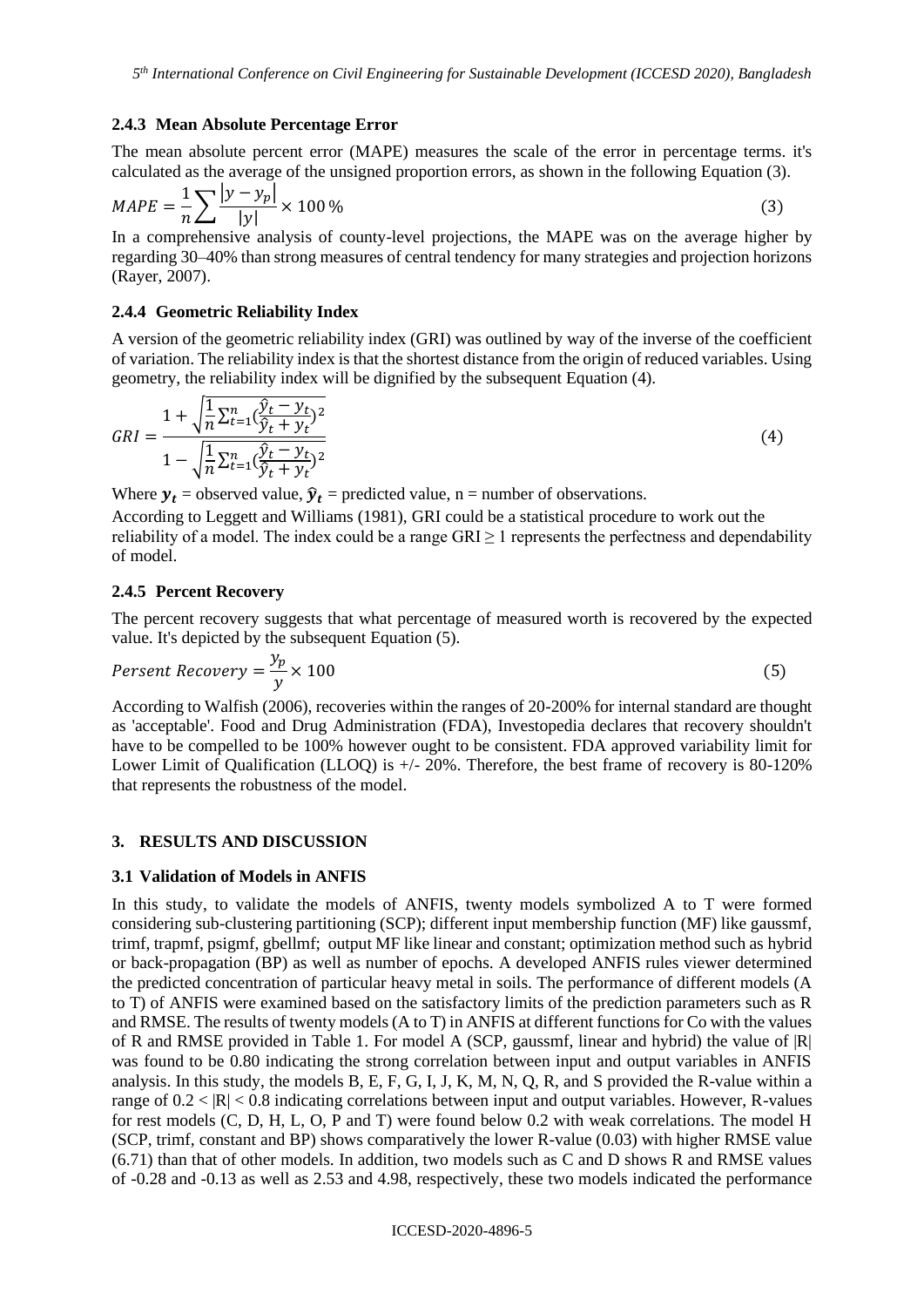### 2.4.3 Mean Absolute Percentage Error

The mean absolute percent error (MAPE) measures the scale of the error in percentage terms. it's calculated as the average of the unsigned proportion errors, as shown in the following Equation (3).

$$MAPE = \frac{1}{n}\sum \frac{|y - y_p|}{|y|} \times 100\,\% \tag{3}$$

In a comprehensive analysis of county-level projections, the MAPE was on the average higher by regarding 30–40% than strong measures of central tendency for many strategies and projection horizons (Rayer, 2007).

### 2.4.4 Geometric Reliability Index

A version of the geometric reliability index (GRI) was outlined by way of the inverse of the coefficient of variation. The reliability index is that the shortest distance from the origin of reduced variables. Using geometry, the reliability index will be dignified by the subsequent Equation (4).

$$GRI = \frac{1 + \sqrt{\frac{1}{n}\sum_{t=1}^{n}(\frac{\hat{y}_t - y_t}{\hat{y}_t + y_t})^2}}{1 - \sqrt{\frac{1}{n}\sum_{t=1}^{n}(\frac{\hat{y}_t - y_t}{\hat{y}_t + y_t})^2}} \tag{4}$$

Where $\boldsymbol{y_t}$ = observed value, $\boldsymbol{\hat{y}_t}$ = predicted value, n = number of observations.

According to Leggett and Williams (1981), GRI could be a statistical procedure to work out the reliability of a model. The index could be a range GRI $\geq 1$ represents the perfectness and dependability of model.

### 2.4.5 Percent Recovery

The percent recovery suggests that what percentage of measured worth is recovered by the expected value. It's depicted by the subsequent Equation (5).

$$Persent\ Recovery = \frac{y_p}{y} \times 100 \tag{5}$$

According to Walfish (2006), recoveries within the ranges of 20-200% for internal standard are thought as 'acceptable'. Food and Drug Administration (FDA), Investopedia declares that recovery shouldn't have to be compelled to be 100% however ought to be consistent. FDA approved variability limit for Lower Limit of Qualification (LLOQ) is +/- 20%. Therefore, the best frame of recovery is 80-120% that represents the robustness of the model.

## 3. RESULTS AND DISCUSSION

### 3.1 Validation of Models in ANFIS

In this study, to validate the models of ANFIS, twenty models symbolized A to T were formed considering sub-clustering partitioning (SCP); different input membership function (MF) like gaussmf, trimf, trapmf, psigmf, gbellmf; output MF like linear and constant; optimization method such as hybrid or back-propagation (BP) as well as number of epochs. A developed ANFIS rules viewer determined the predicted concentration of particular heavy metal in soils. The performance of different models (A to T) of ANFIS were examined based on the satisfactory limits of the prediction parameters such as R and RMSE. The results of twenty models (A to T) in ANFIS at different functions for Co with the values of R and RMSE provided in Table 1. For model A (SCP, gaussmf, linear and hybrid) the value of |R| was found to be 0.80 indicating the strong correlation between input and output variables in ANFIS analysis. In this study, the models B, E, F, G, I, J, K, M, N, Q, R, and S provided the R-value within a range of $0.2 < |R| < 0.8$ indicating correlations between input and output variables. However, R-values for rest models (C, D, H, L, O, P and T) were found below 0.2 with weak correlations. The model H (SCP, trimf, constant and BP) shows comparatively the lower R-value (0.03) with higher RMSE value (6.71) than that of other models. In addition, two models such as C and D shows R and RMSE values of -0.28 and -0.13 as well as 2.53 and 4.98, respectively, these two models indicated the performance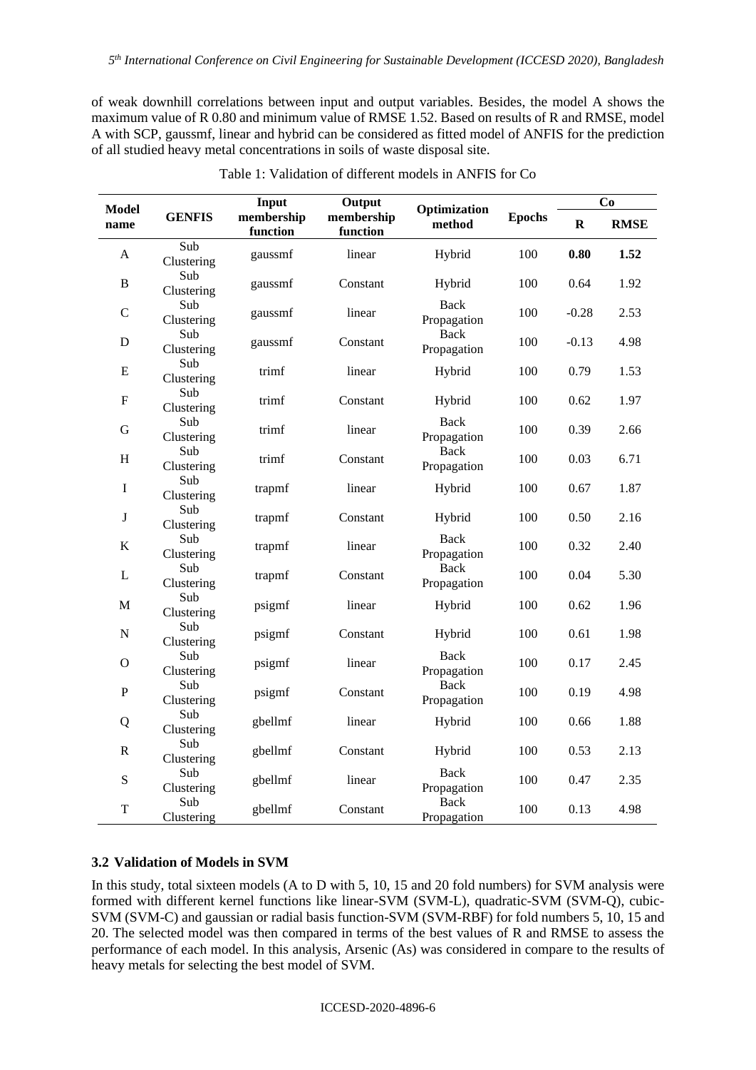of weak downhill correlations between input and output variables. Besides, the model A shows the maximum value of R 0.80 and minimum value of RMSE 1.52. Based on results of R and RMSE, model A with SCP, gaussmf, linear and hybrid can be considered as fitted model of ANFIS for the prediction of all studied heavy metal concentrations in soils of waste disposal site.

Table 1: Validation of different models in ANFIS for Co

| Model name | GENFIS | Input membership function | Output membership function | Optimization method | Epochs | Co | |
|---|---|---|---|---|---|---|---|
| | | | | | | **R** | **RMSE** |
| A | Sub Clustering | gaussmf | linear | Hybrid | 100 | **0.80** | **1.52** |
| B | Sub Clustering | gaussmf | Constant | Hybrid | 100 | 0.64 | 1.92 |
| C | Sub Clustering | gaussmf | linear | Back Propagation | 100 | -0.28 | 2.53 |
| D | Sub Clustering | gaussmf | Constant | Back Propagation | 100 | -0.13 | 4.98 |
| E | Sub Clustering | trimf | linear | Hybrid | 100 | 0.79 | 1.53 |
| F | Sub Clustering | trimf | Constant | Hybrid | 100 | 0.62 | 1.97 |
| G | Sub Clustering | trimf | linear | Back Propagation | 100 | 0.39 | 2.66 |
| H | Sub Clustering | trimf | Constant | Back Propagation | 100 | 0.03 | 6.71 |
| I | Sub Clustering | trapmf | linear | Hybrid | 100 | 0.67 | 1.87 |
| J | Sub Clustering | trapmf | Constant | Hybrid | 100 | 0.50 | 2.16 |
| K | Sub Clustering | trapmf | linear | Back Propagation | 100 | 0.32 | 2.40 |
| L | Sub Clustering | trapmf | Constant | Back Propagation | 100 | 0.04 | 5.30 |
| M | Sub Clustering | psigmf | linear | Hybrid | 100 | 0.62 | 1.96 |
| N | Sub Clustering | psigmf | Constant | Hybrid | 100 | 0.61 | 1.98 |
| O | Sub Clustering | psigmf | linear | Back Propagation | 100 | 0.17 | 2.45 |
| P | Sub Clustering | psigmf | Constant | Back Propagation | 100 | 0.19 | 4.98 |
| Q | Sub Clustering | gbellmf | linear | Hybrid | 100 | 0.66 | 1.88 |
| R | Sub Clustering | gbellmf | Constant | Hybrid | 100 | 0.53 | 2.13 |
| S | Sub Clustering | gbellmf | linear | Back Propagation | 100 | 0.47 | 2.35 |
| T | Sub Clustering | gbellmf | Constant | Back Propagation | 100 | 0.13 | 4.98 |

### 3.2 Validation of Models in SVM

In this study, total sixteen models (A to D with 5, 10, 15 and 20 fold numbers) for SVM analysis were formed with different kernel functions like linear-SVM (SVM-L), quadratic-SVM (SVM-Q), cubic-SVM (SVM-C) and gaussian or radial basis function-SVM (SVM-RBF) for fold numbers 5, 10, 15 and 20. The selected model was then compared in terms of the best values of R and RMSE to assess the performance of each model. In this analysis, Arsenic (As) was considered in compare to the results of heavy metals for selecting the best model of SVM.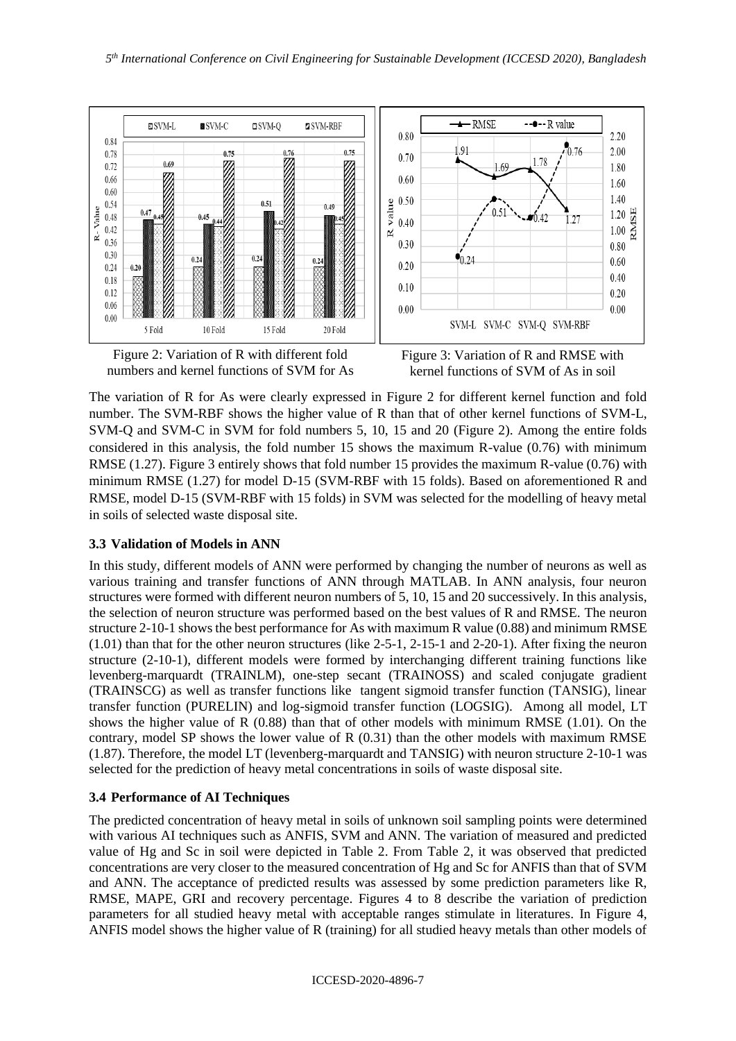Figure 2: Variation of R with different fold numbers and kernel functions of SVM for As

Figure 3: Variation of R and RMSE with kernel functions of SVM of As in soil

The variation of R for As were clearly expressed in Figure 2 for different kernel function and fold number. The SVM-RBF shows the higher value of R than that of other kernel functions of SVM-L, SVM-Q and SVM-C in SVM for fold numbers 5, 10, 15 and 20 (Figure 2). Among the entire folds considered in this analysis, the fold number 15 shows the maximum R-value (0.76) with minimum RMSE (1.27). Figure 3 entirely shows that fold number 15 provides the maximum R-value (0.76) with minimum RMSE (1.27) for model D-15 (SVM-RBF with 15 folds). Based on aforementioned R and RMSE, model D-15 (SVM-RBF with 15 folds) in SVM was selected for the modelling of heavy metal in soils of selected waste disposal site.

### 3.3 Validation of Models in ANN

In this study, different models of ANN were performed by changing the number of neurons as well as various training and transfer functions of ANN through MATLAB. In ANN analysis, four neuron structures were formed with different neuron numbers of 5, 10, 15 and 20 successively. In this analysis, the selection of neuron structure was performed based on the best values of R and RMSE. The neuron structure 2-10-1 shows the best performance for As with maximum R value (0.88) and minimum RMSE (1.01) than that for the other neuron structures (like 2-5-1, 2-15-1 and 2-20-1). After fixing the neuron structure (2-10-1), different models were formed by interchanging different training functions like levenberg-marquardt (TRAINLM), one-step secant (TRAINOSS) and scaled conjugate gradient (TRAINSCG) as well as transfer functions like tangent sigmoid transfer function (TANSIG), linear transfer function (PURELIN) and log-sigmoid transfer function (LOGSIG). Among all model, LT shows the higher value of R (0.88) than that of other models with minimum RMSE (1.01). On the contrary, model SP shows the lower value of R (0.31) than the other models with maximum RMSE (1.87). Therefore, the model LT (levenberg-marquardt and TANSIG) with neuron structure 2-10-1 was selected for the prediction of heavy metal concentrations in soils of waste disposal site.

### 3.4 Performance of AI Techniques

The predicted concentration of heavy metal in soils of unknown soil sampling points were determined with various AI techniques such as ANFIS, SVM and ANN. The variation of measured and predicted value of Hg and Sc in soil were depicted in Table 2. From Table 2, it was observed that predicted concentrations are very closer to the measured concentration of Hg and Sc for ANFIS than that of SVM and ANN. The acceptance of predicted results was assessed by some prediction parameters like R, RMSE, MAPE, GRI and recovery percentage. Figures 4 to 8 describe the variation of prediction parameters for all studied heavy metal with acceptable ranges stimulate in literatures. In Figure 4, ANFIS model shows the higher value of R (training) for all studied heavy metals than other models of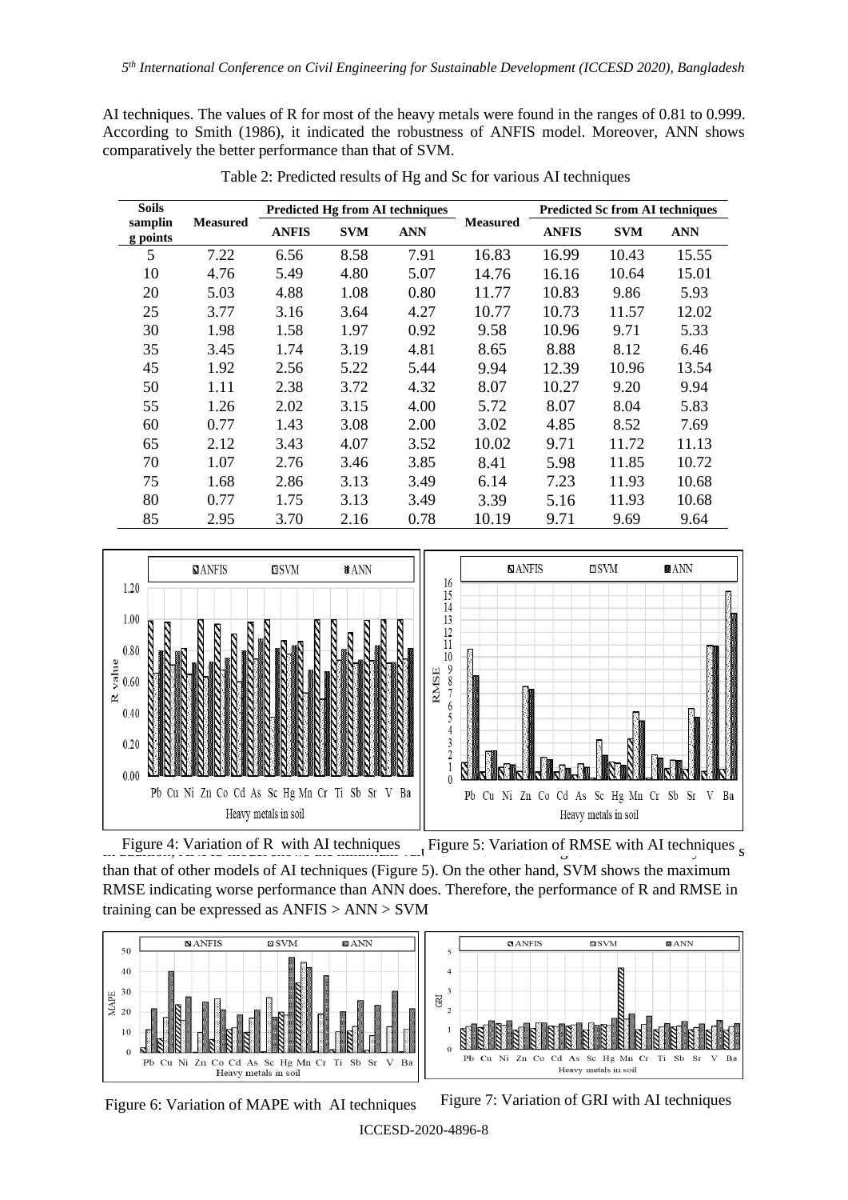AI techniques. The values of R for most of the heavy metals were found in the ranges of 0.81 to 0.999. According to Smith (1986), it indicated the robustness of ANFIS model. Moreover, ANN shows comparatively the better performance than that of SVM.

Table 2: Predicted results of Hg and Sc for various AI techniques

| Soils sampling points | Measured | Predicted Hg from AI techniques | | | Measured | Predicted Sc from AI techniques | | |
|---|---|---|---|---|---|---|---|---|
| | | ANFIS | SVM | ANN | | ANFIS | SVM | ANN |
| 5 | 7.22 | 6.56 | 8.58 | 7.91 | 16.83 | 16.99 | 10.43 | 15.55 |
| 10 | 4.76 | 5.49 | 4.80 | 5.07 | 14.76 | 16.16 | 10.64 | 15.01 |
| 20 | 5.03 | 4.88 | 1.08 | 0.80 | 11.77 | 10.83 | 9.86 | 5.93 |
| 25 | 3.77 | 3.16 | 3.64 | 4.27 | 10.77 | 10.73 | 11.57 | 12.02 |
| 30 | 1.98 | 1.58 | 1.97 | 0.92 | 9.58 | 10.96 | 9.71 | 5.33 |
| 35 | 3.45 | 1.74 | 3.19 | 4.81 | 8.65 | 8.88 | 8.12 | 6.46 |
| 45 | 1.92 | 2.56 | 5.22 | 5.44 | 9.94 | 12.39 | 10.96 | 13.54 |
| 50 | 1.11 | 2.38 | 3.72 | 4.32 | 8.07 | 10.27 | 9.20 | 9.94 |
| 55 | 1.26 | 2.02 | 3.15 | 4.00 | 5.72 | 8.07 | 8.04 | 5.83 |
| 60 | 0.77 | 1.43 | 3.08 | 2.00 | 3.02 | 4.85 | 8.52 | 7.69 |
| 65 | 2.12 | 3.43 | 4.07 | 3.52 | 10.02 | 9.71 | 11.72 | 11.13 |
| 70 | 1.07 | 2.76 | 3.46 | 3.85 | 8.41 | 5.98 | 11.85 | 10.72 |
| 75 | 1.68 | 2.86 | 3.13 | 3.49 | 6.14 | 7.23 | 11.93 | 10.68 |
| 80 | 0.77 | 1.75 | 3.13 | 3.49 | 3.39 | 5.16 | 11.93 | 10.68 |
| 85 | 2.95 | 3.70 | 2.16 | 0.78 | 10.19 | 9.71 | 9.69 | 9.64 |

Figure 4: Variation of R with AI techniques

Figure 5: Variation of RMSE with AI techniques

In addition, ANFIS model shows the minimum RMSE ... than that of other models of AI techniques (Figure 5). On the other hand, SVM shows the maximum RMSE indicating worse performance than ANN does. Therefore, the performance of R and RMSE in training can be expressed as ANFIS > ANN > SVM

Figure 6: Variation of MAPE with AI techniques

Figure 7: Variation of GRI with AI techniques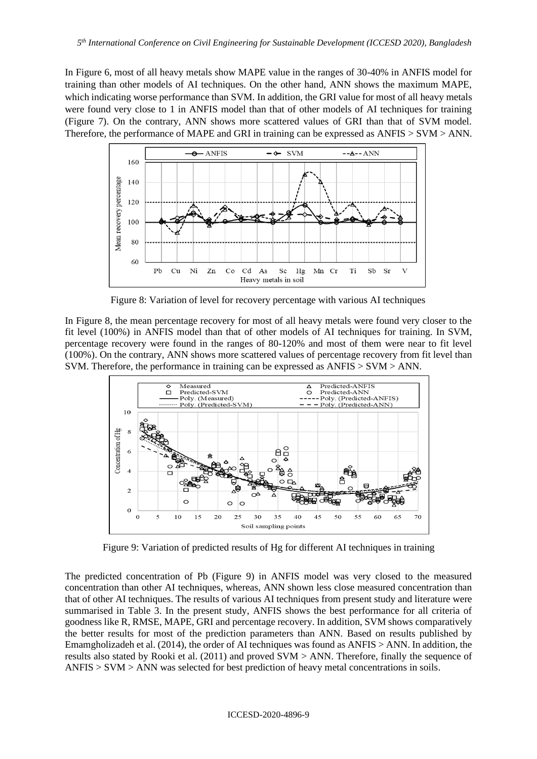In Figure 6, most of all heavy metals show MAPE value in the ranges of 30-40% in ANFIS model for training than other models of AI techniques. On the other hand, ANN shows the maximum MAPE, which indicating worse performance than SVM. In addition, the GRI value for most of all heavy metals were found very close to 1 in ANFIS model than that of other models of AI techniques for training (Figure 7). On the contrary, ANN shows more scattered values of GRI than that of SVM model. Therefore, the performance of MAPE and GRI in training can be expressed as ANFIS > SVM > ANN.

Figure 8: Variation of level for recovery percentage with various AI techniques

In Figure 8, the mean percentage recovery for most of all heavy metals were found very closer to the fit level (100%) in ANFIS model than that of other models of AI techniques for training. In SVM, percentage recovery were found in the ranges of 80-120% and most of them were near to fit level (100%). On the contrary, ANN shows more scattered values of percentage recovery from fit level than SVM. Therefore, the performance in training can be expressed as ANFIS > SVM > ANN.

Figure 9: Variation of predicted results of Hg for different AI techniques in training

The predicted concentration of Pb (Figure 9) in ANFIS model was very closed to the measured concentration than other AI techniques, whereas, ANN shown less close measured concentration than that of other AI techniques. The results of various AI techniques from present study and literature were summarised in Table 3. In the present study, ANFIS shows the best performance for all criteria of goodness like R, RMSE, MAPE, GRI and percentage recovery. In addition, SVM shows comparatively the better results for most of the prediction parameters than ANN. Based on results published by Emamgholizadeh et al. (2014), the order of AI techniques was found as ANFIS > ANN. In addition, the results also stated by Rooki et al. (2011) and proved SVM > ANN. Therefore, finally the sequence of ANFIS > SVM > ANN was selected for best prediction of heavy metal concentrations in soils.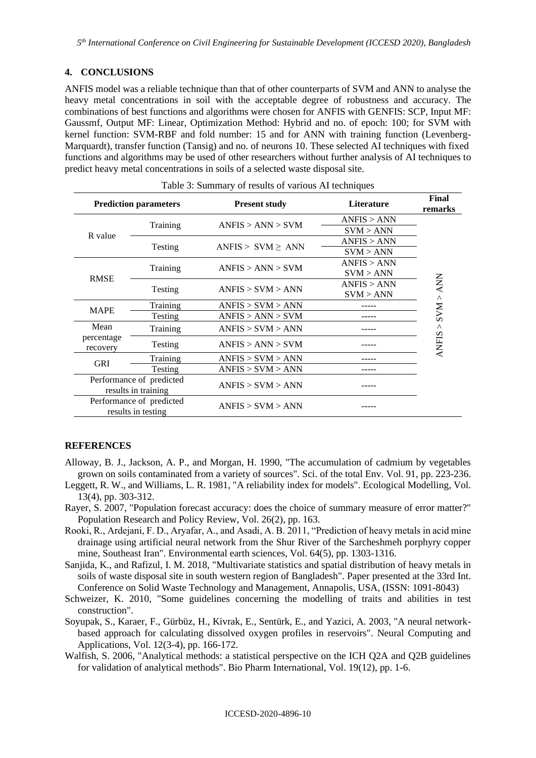## 4. CONCLUSIONS

ANFIS model was a reliable technique than that of other counterparts of SVM and ANN to analyse the heavy metal concentrations in soil with the acceptable degree of robustness and accuracy. The combinations of best functions and algorithms were chosen for ANFIS with GENFIS: SCP, Input MF: Gaussmf, Output MF: Linear, Optimization Method: Hybrid and no. of epoch: 100; for SVM with kernel function: SVM-RBF and fold number: 15 and for ANN with training function (Levenberg-Marquardt), transfer function (Tansig) and no. of neurons 10. These selected AI techniques with fixed functions and algorithms may be used of other researchers without further analysis of AI techniques to predict heavy metal concentrations in soils of a selected waste disposal site.

Table 3: Summary of results of various AI techniques

| Prediction parameters | | Present study | Literature | Final remarks |
|---|---|---|---|---|
| R value | Training | ANFIS > ANN > SVM | ANFIS > ANN<br>SVM > ANN | ANFIS > SVM > ANN |
| | Testing | ANFIS > SVM ≥ ANN | ANFIS > ANN<br>SVM > ANN | |
| RMSE | Training | ANFIS > ANN > SVM | ANFIS > ANN<br>SVM > ANN | |
| | Testing | ANFIS > SVM > ANN | ANFIS > ANN<br>SVM > ANN | |
| MAPE | Training | ANFIS > SVM > ANN | ----- | |
| | Testing | ANFIS > ANN > SVM | ----- | |
| Mean percentage recovery | Training | ANFIS > SVM > ANN | ----- | |
| | Testing | ANFIS > ANN > SVM | ----- | |
| GRI | Training | ANFIS > SVM > ANN | ----- | |
| | Testing | ANFIS > SVM > ANN | ----- | |
| Performance of predicted results in training | | ANFIS > SVM > ANN | ----- | |
| Performance of predicted results in testing | | ANFIS > SVM > ANN | ----- | |

## REFERENCES

Alloway, B. J., Jackson, A. P., and Morgan, H. 1990, "The accumulation of cadmium by vegetables grown on soils contaminated from a variety of sources". Sci. of the total Env. Vol. 91, pp. 223-236.

Leggett, R. W., and Williams, L. R. 1981, "A reliability index for models". Ecological Modelling, Vol. 13(4), pp. 303-312.

Rayer, S. 2007, "Population forecast accuracy: does the choice of summary measure of error matter?" Population Research and Policy Review, Vol. 26(2), pp. 163.

Rooki, R., Ardejani, F. D., Aryafar, A., and Asadi, A. B. 2011, "Prediction of heavy metals in acid mine drainage using artificial neural network from the Shur River of the Sarcheshmeh porphyry copper mine, Southeast Iran". Environmental earth sciences, Vol. 64(5), pp. 1303-1316.

Sanjida, K., and Rafizul, I. M. 2018, "Multivariate statistics and spatial distribution of heavy metals in soils of waste disposal site in south western region of Bangladesh". Paper presented at the 33rd Int. Conference on Solid Waste Technology and Management, Annapolis, USA, (ISSN: 1091-8043)

Schweizer, K. 2010, "Some guidelines concerning the modelling of traits and abilities in test construction".

Soyupak, S., Karaer, F., Gürbüz, H., Kivrak, E., Sentürk, E., and Yazici, A. 2003, "A neural network-based approach for calculating dissolved oxygen profiles in reservoirs". Neural Computing and Applications, Vol. 12(3-4), pp. 166-172.

Walfish, S. 2006, "Analytical methods: a statistical perspective on the ICH Q2A and Q2B guidelines for validation of analytical methods". Bio Pharm International, Vol. 19(12), pp. 1-6.